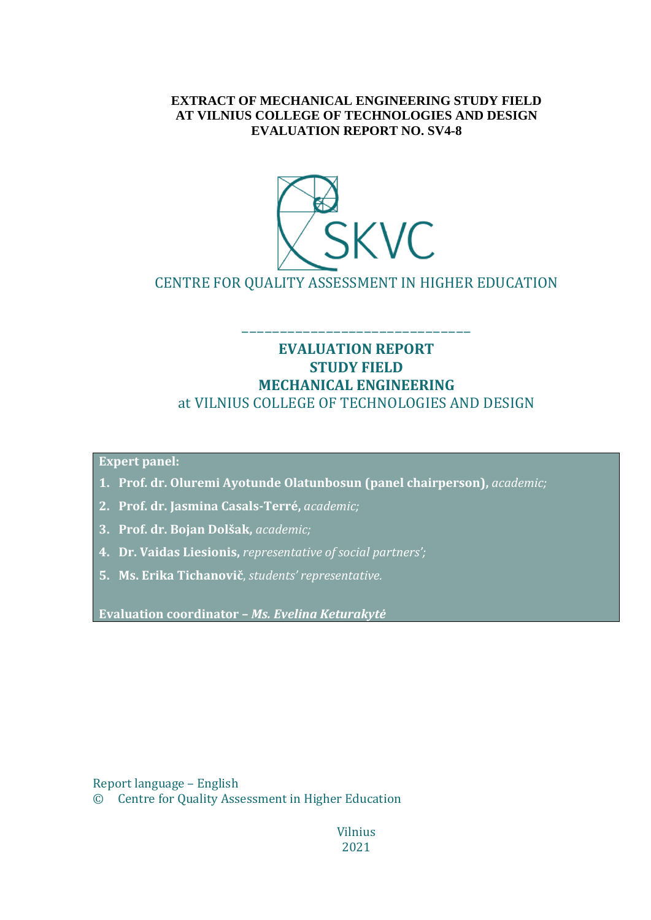**EXTRACT OF MECHANICAL ENGINEERING STUDY FIELD AT VILNIUS COLLEGE OF TECHNOLOGIES AND DESIGN EVALUATION REPORT NO. SV4-8**

SKVC

CENTRE FOR QUALITY ASSESSMENT IN HIGHER EDUCATION

______________________________

# EVALUATION REPORT
# STUDY FIELD
# MECHANICAL ENGINEERING
## at VILNIUS COLLEGE OF TECHNOLOGIES AND DESIGN

**Expert panel:**

1. **Prof. dr. Oluremi Ayotunde Olatunbosun (panel chairperson),** *academic;*
2. **Prof. dr. Jasmina Casals-Terré,** *academic;*
3. **Prof. dr. Bojan Dolšak,** *academic;*
4. **Dr. Vaidas Liesionis,** *representative of social partners';*
5. **Ms. Erika Tichanovič**, *students' representative.*

**Evaluation coordinator –** ***Ms. Evelina Keturakytė***

Report language – English

© Centre for Quality Assessment in Higher Education

Vilnius
2021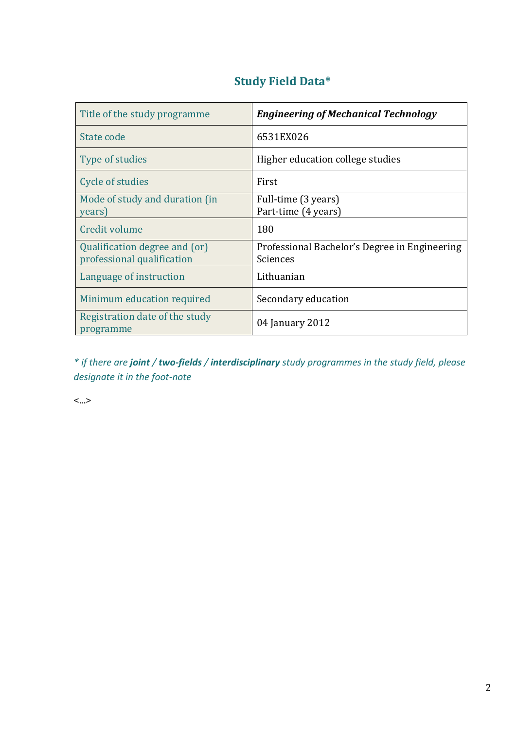## Study Field Data*

| Title of the study programme | ***Engineering of Mechanical Technology*** |
|---|---|
| State code | 6531EX026 |
| Type of studies | Higher education college studies |
| Cycle of studies | First |
| Mode of study and duration (in years) | Full-time (3 years)<br>Part-time (4 years) |
| Credit volume | 180 |
| Qualification degree and (or) professional qualification | Professional Bachelor's Degree in Engineering Sciences |
| Language of instruction | Lithuanian |
| Minimum education required | Secondary education |
| Registration date of the study programme | 04 January 2012 |

*\* if there are **joint** / **two-fields** / **interdisciplinary** study programmes in the study field, please designate it in the foot-note*

<...>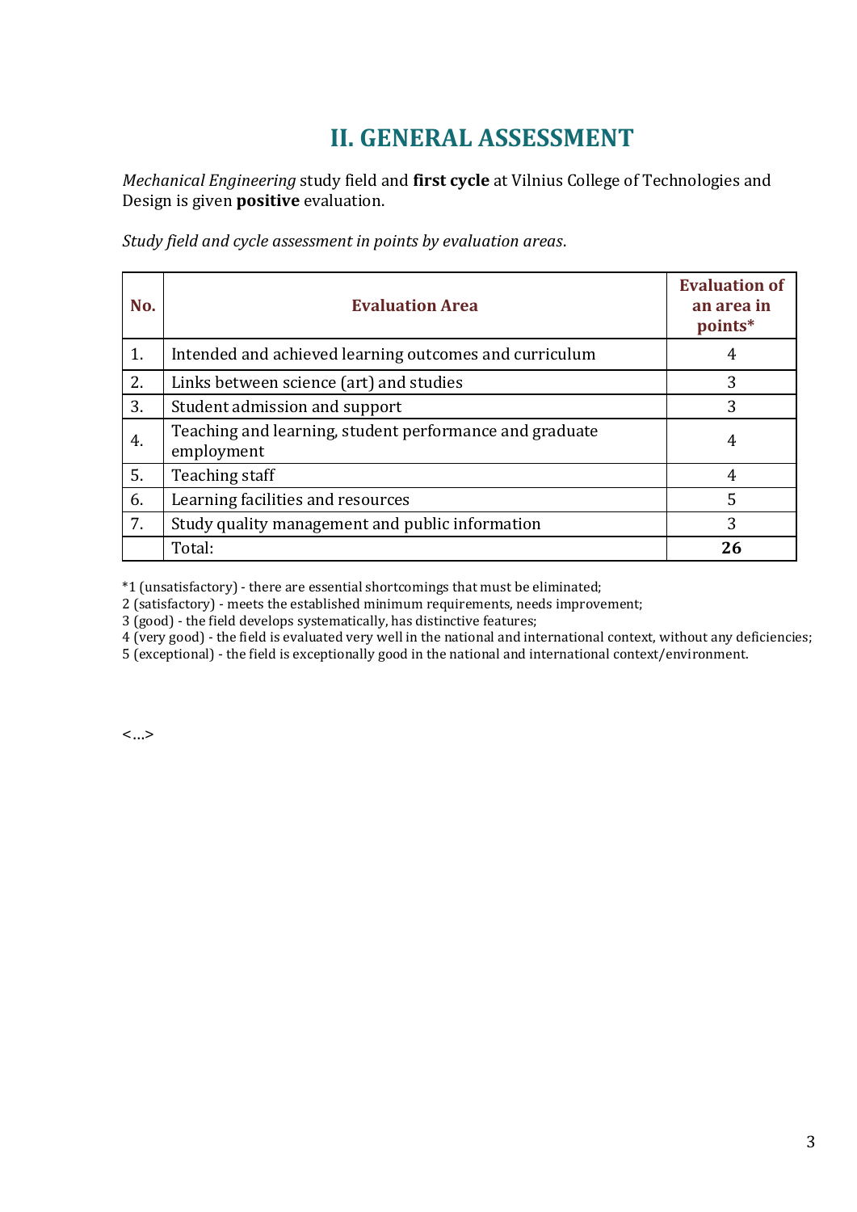# II. GENERAL ASSESSMENT

*Mechanical Engineering* study field and **first cycle** at Vilnius College of Technologies and Design is given **positive** evaluation.

*Study field and cycle assessment in points by evaluation areas*.

| No. | Evaluation Area | Evaluation of an area in points* |
|---|---|---|
| 1. | Intended and achieved learning outcomes and curriculum | 4 |
| 2. | Links between science (art) and studies | 3 |
| 3. | Student admission and support | 3 |
| 4. | Teaching and learning, student performance and graduate employment | 4 |
| 5. | Teaching staff | 4 |
| 6. | Learning facilities and resources | 5 |
| 7. | Study quality management and public information | 3 |
| | Total: | **26** |

*1 (unsatisfactory) - there are essential shortcomings that must be eliminated;
2 (satisfactory) - meets the established minimum requirements, needs improvement;
3 (good) - the field develops systematically, has distinctive features;
4 (very good) - the field is evaluated very well in the national and international context, without any deficiencies;
5 (exceptional) - the field is exceptionally good in the national and international context/environment.

<...>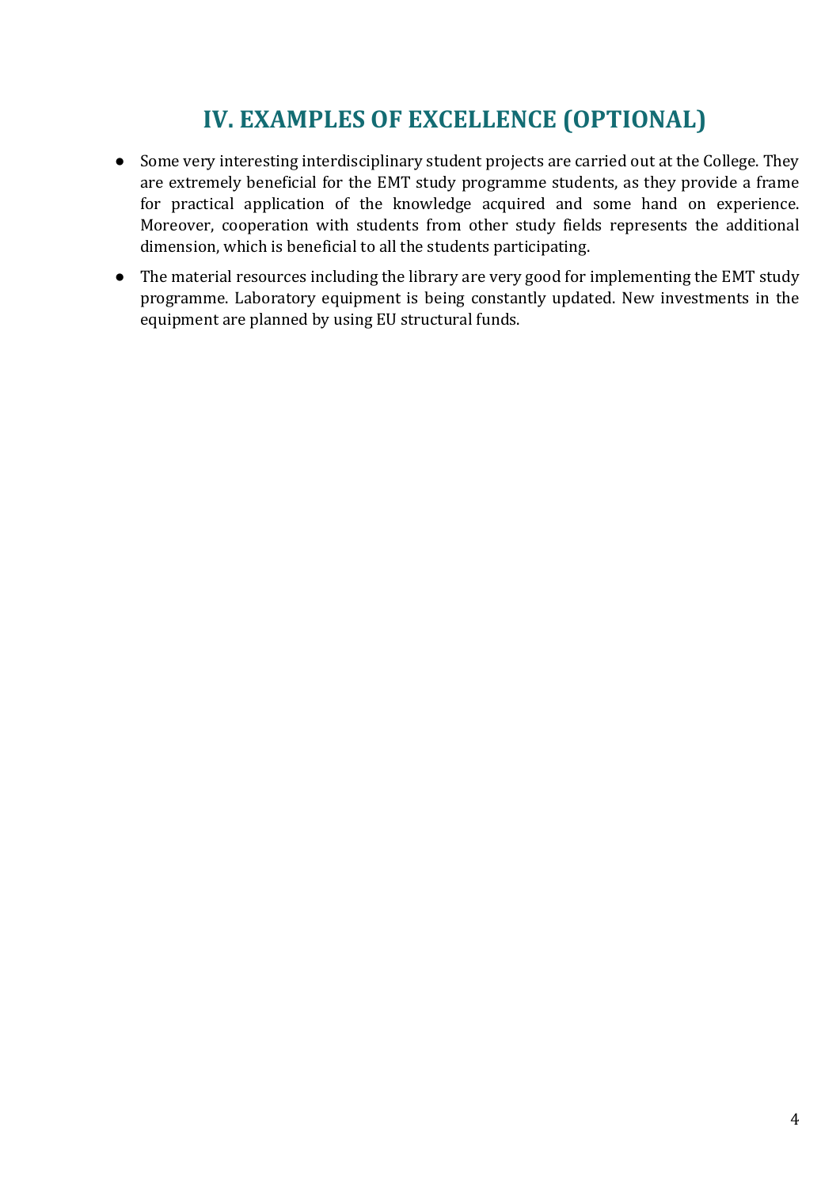# IV. EXAMPLES OF EXCELLENCE (OPTIONAL)

- Some very interesting interdisciplinary student projects are carried out at the College. They are extremely beneficial for the EMT study programme students, as they provide a frame for practical application of the knowledge acquired and some hand on experience. Moreover, cooperation with students from other study fields represents the additional dimension, which is beneficial to all the students participating.
- The material resources including the library are very good for implementing the EMT study programme. Laboratory equipment is being constantly updated. New investments in the equipment are planned by using EU structural funds.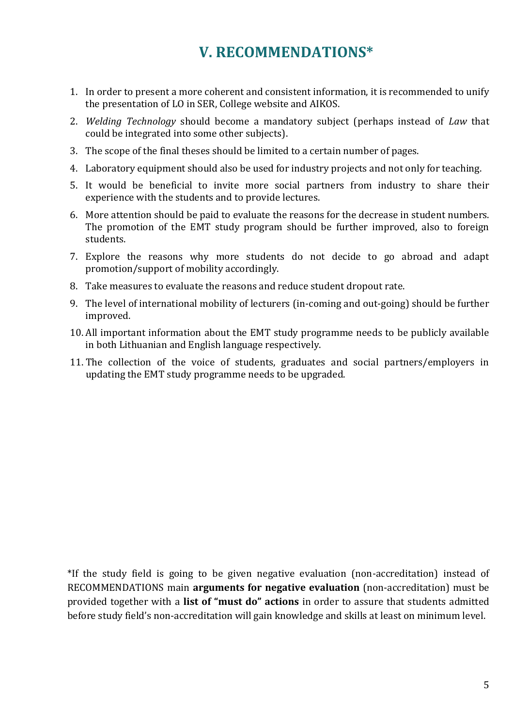# V. RECOMMENDATIONS*

1. In order to present a more coherent and consistent information, it is recommended to unify the presentation of LO in SER, College website and AIKOS.
2. *Welding Technology* should become a mandatory subject (perhaps instead of *Law* that could be integrated into some other subjects).
3. The scope of the final theses should be limited to a certain number of pages.
4. Laboratory equipment should also be used for industry projects and not only for teaching.
5. It would be beneficial to invite more social partners from industry to share their experience with the students and to provide lectures.
6. More attention should be paid to evaluate the reasons for the decrease in student numbers. The promotion of the EMT study program should be further improved, also to foreign students.
7. Explore the reasons why more students do not decide to go abroad and adapt promotion/support of mobility accordingly.
8. Take measures to evaluate the reasons and reduce student dropout rate.
9. The level of international mobility of lecturers (in-coming and out-going) should be further improved.
10. All important information about the EMT study programme needs to be publicly available in both Lithuanian and English language respectively.
11. The collection of the voice of students, graduates and social partners/employers in updating the EMT study programme needs to be upgraded.

*If the study field is going to be given negative evaluation (non-accreditation) instead of RECOMMENDATIONS main **arguments for negative evaluation** (non-accreditation) must be provided together with a **list of "must do" actions** in order to assure that students admitted before study field's non-accreditation will gain knowledge and skills at least on minimum level.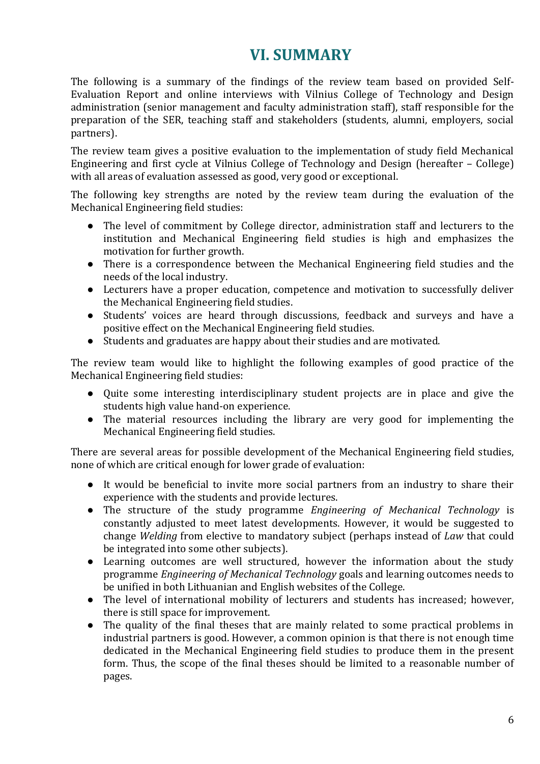# VI. SUMMARY

The following is a summary of the findings of the review team based on provided Self-Evaluation Report and online interviews with Vilnius College of Technology and Design administration (senior management and faculty administration staff), staff responsible for the preparation of the SER, teaching staff and stakeholders (students, alumni, employers, social partners).

The review team gives a positive evaluation to the implementation of study field Mechanical Engineering and first cycle at Vilnius College of Technology and Design (hereafter – College) with all areas of evaluation assessed as good, very good or exceptional.

The following key strengths are noted by the review team during the evaluation of the Mechanical Engineering field studies:

- The level of commitment by College director, administration staff and lecturers to the institution and Mechanical Engineering field studies is high and emphasizes the motivation for further growth.
- There is a correspondence between the Mechanical Engineering field studies and the needs of the local industry.
- Lecturers have a proper education, competence and motivation to successfully deliver the Mechanical Engineering field studies.
- Students' voices are heard through discussions, feedback and surveys and have a positive effect on the Mechanical Engineering field studies.
- Students and graduates are happy about their studies and are motivated.

The review team would like to highlight the following examples of good practice of the Mechanical Engineering field studies:

- Quite some interesting interdisciplinary student projects are in place and give the students high value hand-on experience.
- The material resources including the library are very good for implementing the Mechanical Engineering field studies.

There are several areas for possible development of the Mechanical Engineering field studies, none of which are critical enough for lower grade of evaluation:

- It would be beneficial to invite more social partners from an industry to share their experience with the students and provide lectures.
- The structure of the study programme *Engineering of Mechanical Technology* is constantly adjusted to meet latest developments. However, it would be suggested to change *Welding* from elective to mandatory subject (perhaps instead of *Law* that could be integrated into some other subjects).
- Learning outcomes are well structured, however the information about the study programme *Engineering of Mechanical Technology* goals and learning outcomes needs to be unified in both Lithuanian and English websites of the College.
- The level of international mobility of lecturers and students has increased; however, there is still space for improvement.
- The quality of the final theses that are mainly related to some practical problems in industrial partners is good. However, a common opinion is that there is not enough time dedicated in the Mechanical Engineering field studies to produce them in the present form. Thus, the scope of the final theses should be limited to a reasonable number of pages.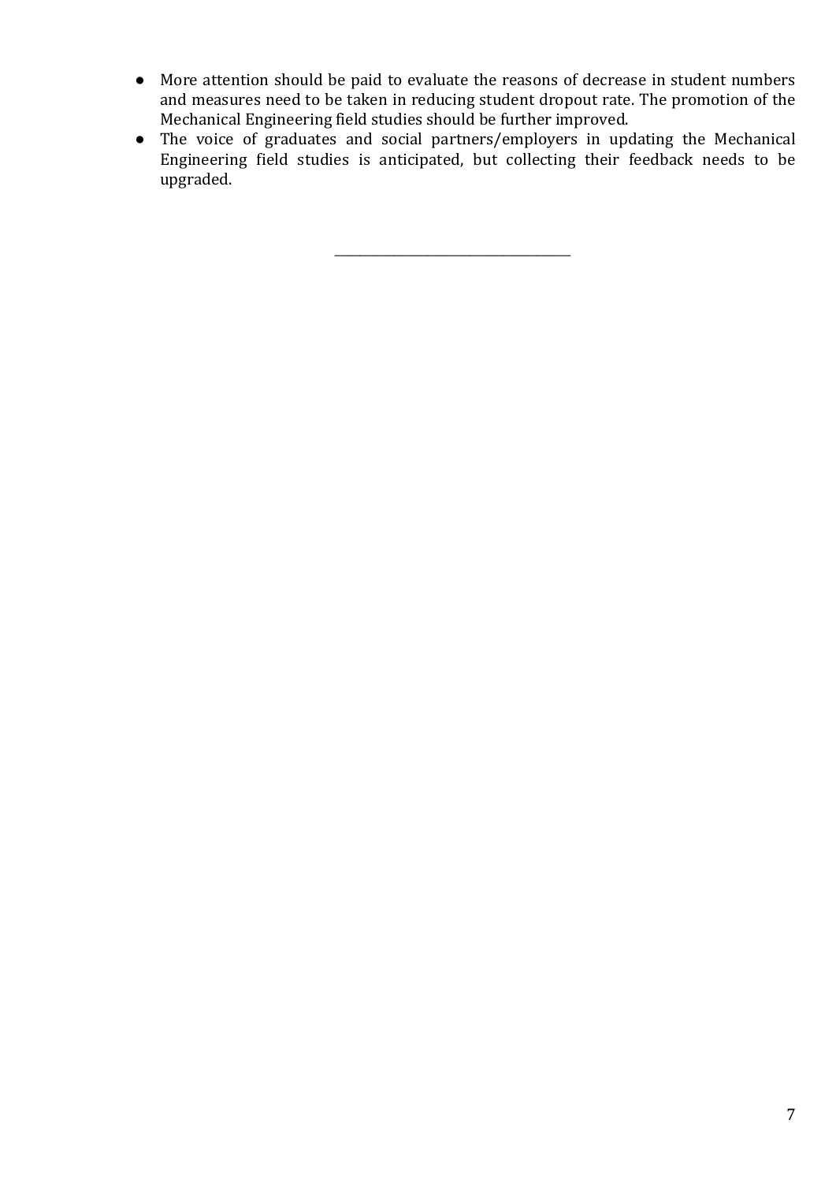- More attention should be paid to evaluate the reasons of decrease in student numbers and measures need to be taken in reducing student dropout rate. The promotion of the Mechanical Engineering field studies should be further improved.
- The voice of graduates and social partners/employers in updating the Mechanical Engineering field studies is anticipated, but collecting their feedback needs to be upgraded.

\_\_\_\_\_\_\_\_\_\_\_\_\_\_\_\_\_\_\_\_\_\_\_\_\_\_\_\_\_\_\_\_\_\_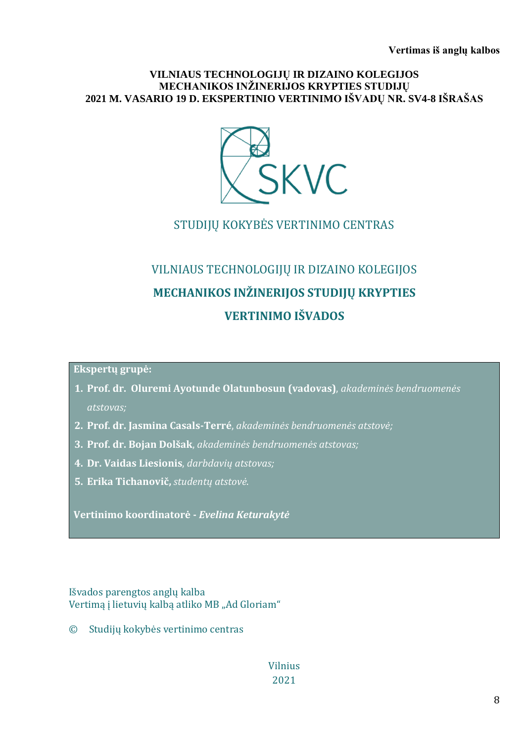**Vertimas iš anglų kalbos**

**VILNIAUS TECHNOLOGIJŲ IR DIZAINO KOLEGIJOS**
**MECHANIKOS INŽINERIJOS KRYPTIES STUDIJŲ**
**2021 M. VASARIO 19 D. EKSPERTINIO VERTINIMO IŠVADŲ NR. SV4-8 IŠRAŠAS**

SKVC

STUDIJŲ KOKYBĖS VERTINIMO CENTRAS

VILNIAUS TECHNOLOGIJŲ IR DIZAINO KOLEGIJOS

# MECHANIKOS INŽINERIJOS STUDIJŲ KRYPTIES

# VERTINIMO IŠVADOS

**Ekspertų grupė:**

1. **Prof. dr. Oluremi Ayotunde Olatunbosun (vadovas)**, *akademinės bendruomenės atstovas;*
2. **Prof. dr. Jasmina Casals-Terré**, *akademinės bendruomenės atstovė;*
3. **Prof. dr. Bojan Dolšak**, *akademinės bendruomenės atstovas;*
4. **Dr. Vaidas Liesionis**, *darbdavių atstovas;*
5. **Erika Tichanovič,** *studentų atstovė.*

**Vertinimo koordinatorė -** ***Evelina Keturakytė***

Išvados parengtos anglų kalba
Vertimą į lietuvių kalbą atliko MB „Ad Gloriam"

© Studijų kokybės vertinimo centras

Vilnius
2021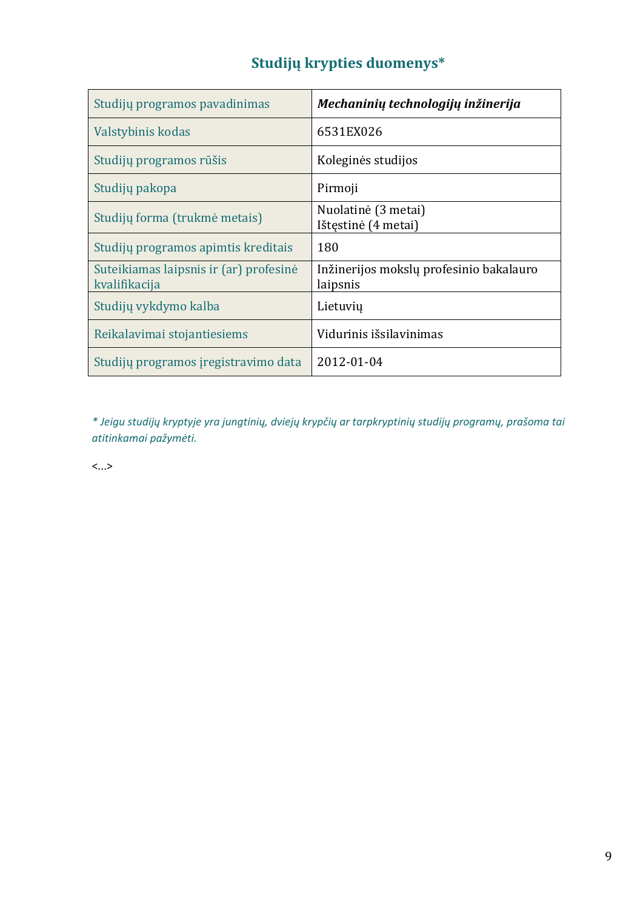## Studijų krypties duomenys*

| Studijų programos pavadinimas | ***Mechaninių technologijų inžinerija*** |
|---|---|
| Valstybinis kodas | 6531EX026 |
| Studijų programos rūšis | Koleginės studijos |
| Studijų pakopa | Pirmoji |
| Studijų forma (trukmė metais) | Nuolatinė (3 metai)<br>Ištęstinė (4 metai) |
| Studijų programos apimtis kreditais | 180 |
| Suteikiamas laipsnis ir (ar) profesinė kvalifikacija | Inžinerijos mokslų profesinio bakalauro laipsnis |
| Studijų vykdymo kalba | Lietuvių |
| Reikalavimai stojantiesiems | Vidurinis išsilavinimas |
| Studijų programos įregistravimo data | 2012-01-04 |

*\* Jeigu studijų kryptyje yra jungtinių, dviejų krypčių ar tarpkryptinių studijų programų, prašoma tai atitinkamai pažymėti.*

<...>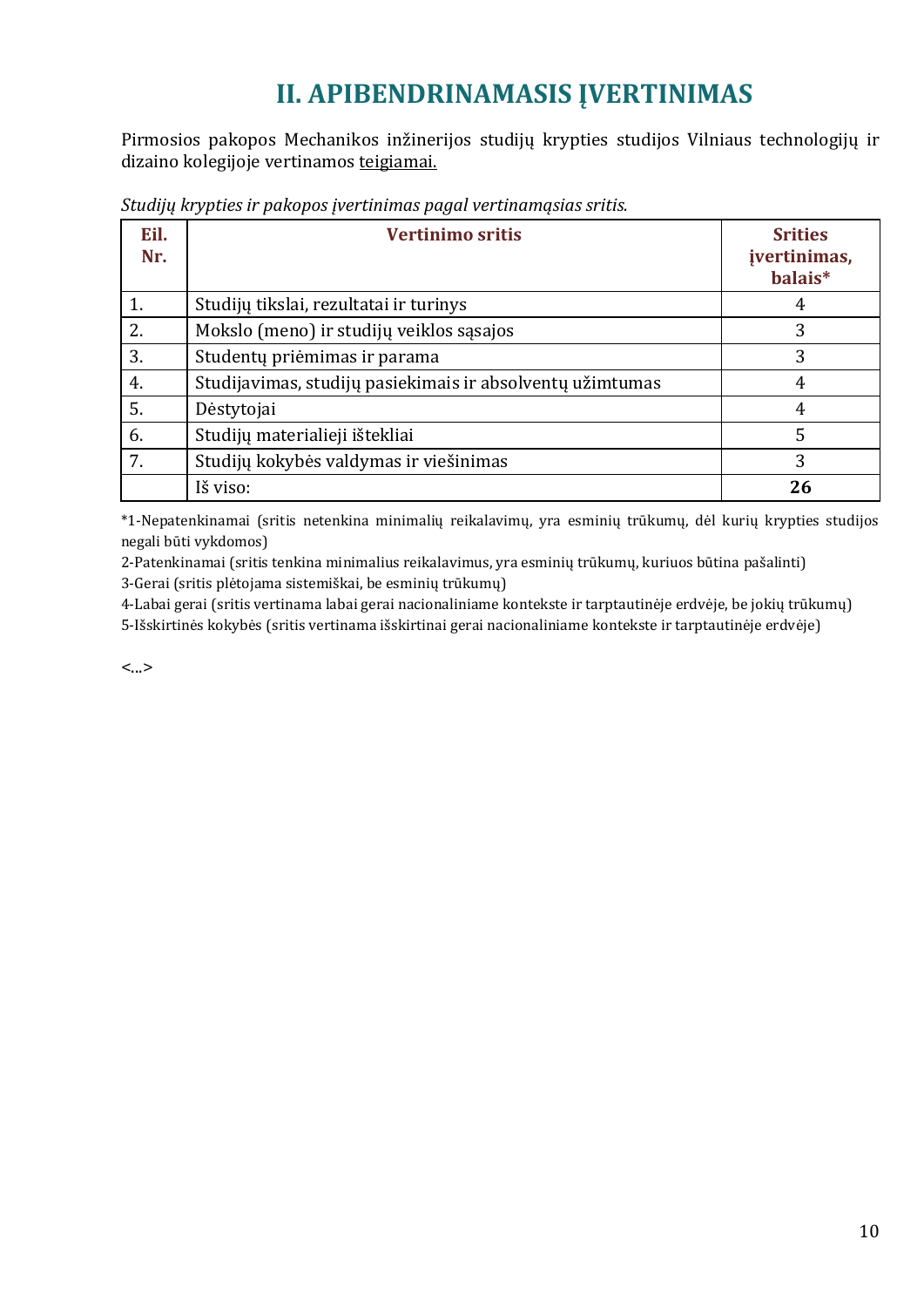# II. APIBENDRINAMASIS ĮVERTINIMAS

Pirmosios pakopos Mechanikos inžinerijos studijų krypties studijos Vilniaus technologijų ir dizaino kolegijoje vertinamos teigiamai.

*Studijų krypties ir pakopos įvertinimas pagal vertinamąsias sritis.*

| Eil. Nr. | Vertinimo sritis | Srities įvertinimas, balais* |
|---|---|---|
| 1. | Studijų tikslai, rezultatai ir turinys | 4 |
| 2. | Mokslo (meno) ir studijų veiklos sąsajos | 3 |
| 3. | Studentų priėmimas ir parama | 3 |
| 4. | Studijavimas, studijų pasiekimais ir absolventų užimtumas | 4 |
| 5. | Dėstytojai | 4 |
| 6. | Studijų materialieji ištekliai | 5 |
| 7. | Studijų kokybės valdymas ir viešinimas | 3 |
| | Iš viso: | **26** |

*1-Nepatenkinamai (sritis netenkina minimalių reikalavimų, yra esminių trūkumų, dėl kurių krypties studijos negali būti vykdomos)

2-Patenkinamai (sritis tenkina minimalius reikalavimus, yra esminių trūkumų, kuriuos būtina pašalinti)

3-Gerai (sritis plėtojama sistemiškai, be esminių trūkumų)

4-Labai gerai (sritis vertinama labai gerai nacionaliniame kontekste ir tarptautinėje erdvėje, be jokių trūkumų)

5-Išskirtinės kokybės (sritis vertinama išskirtinai gerai nacionaliniame kontekste ir tarptautinėje erdvėje)

<...>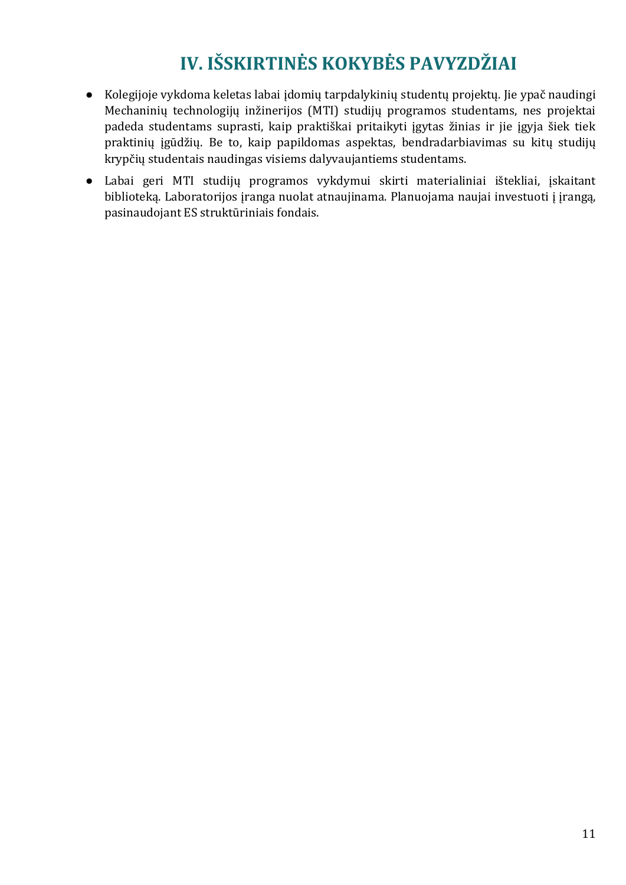# IV. IŠSKIRTINĖS KOKYBĖS PAVYZDŽIAI

- Kolegijoje vykdoma keletas labai įdomių tarpdalykinių studentų projektų. Jie ypač naudingi Mechaninių technologijų inžinerijos (MTI) studijų programos studentams, nes projektai padeda studentams suprasti, kaip praktiškai pritaikyti įgytas žinias ir jie įgyja šiek tiek praktinių įgūdžių. Be to, kaip papildomas aspektas, bendradarbiavimas su kitų studijų krypčių studentais naudingas visiems dalyvaujantiems studentams.
- Labai geri MTI studijų programos vykdymui skirti materialiniai ištekliai, įskaitant biblioteką. Laboratorijos įranga nuolat atnaujinama. Planuojama naujai investuoti į įrangą, pasinaudojant ES struktūriniais fondais.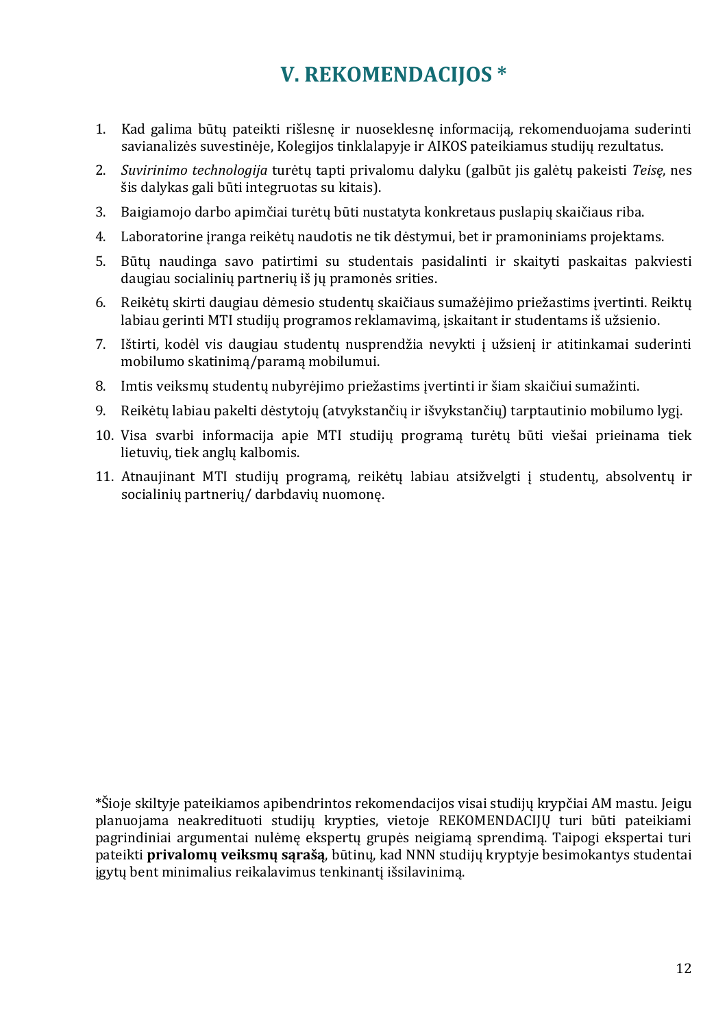# V. REKOMENDACIJOS *

1. Kad galima būtų pateikti rišlesnę ir nuoseklesnę informaciją, rekomenduojama suderinti savianalizės suvestinėje, Kolegijos tinklalapyje ir AIKOS pateikiamus studijų rezultatus.
2. *Suvirinimo technologija* turėtų tapti privalomu dalyku (galbūt jis galėtų pakeisti *Teisę*, nes šis dalykas gali būti integruotas su kitais).
3. Baigiamojo darbo apimčiai turėtų būti nustatyta konkretaus puslapių skaičiaus riba.
4. Laboratorine įranga reikėtų naudotis ne tik dėstymui, bet ir pramoniniams projektams.
5. Būtų naudinga savo patirtimi su studentais pasidalinti ir skaityti paskaitas pakviesti daugiau socialinių partnerių iš jų pramonės srities.
6. Reikėtų skirti daugiau dėmesio studentų skaičiaus sumažėjimo priežastims įvertinti. Reiktų labiau gerinti MTI studijų programos reklamavimą, įskaitant ir studentams iš užsienio.
7. Ištirti, kodėl vis daugiau studentų nusprendžia nevykti į užsienį ir atitinkamai suderinti mobilumo skatinimą/paramą mobilumui.
8. Imtis veiksmų studentų nubyrėjimo priežastims įvertinti ir šiam skaičiui sumažinti.
9. Reikėtų labiau pakelti dėstytojų (atvykstančių ir išvykstančių) tarptautinio mobilumo lygį.
10. Visa svarbi informacija apie MTI studijų programą turėtų būti viešai prieinama tiek lietuvių, tiek anglų kalbomis.
11. Atnaujinant MTI studijų programą, reikėtų labiau atsižvelgti į studentų, absolventų ir socialinių partnerių/ darbdavių nuomonę.

*Šioje skiltyje pateikiamos apibendrintos rekomendacijos visai studijų krypčiai AM mastu. Jeigu planuojama neakredituoti studijų krypties, vietoje REKOMENDACIJŲ turi būti pateikiami pagrindiniai argumentai nulėmę ekspertų grupės neigiamą sprendimą. Taipogi ekspertai turi pateikti **privalomų veiksmų sąrašą**, būtinų, kad NNN studijų kryptyje besimokantys studentai įgytų bent minimalius reikalavimus tenkinantį išsilavinimą.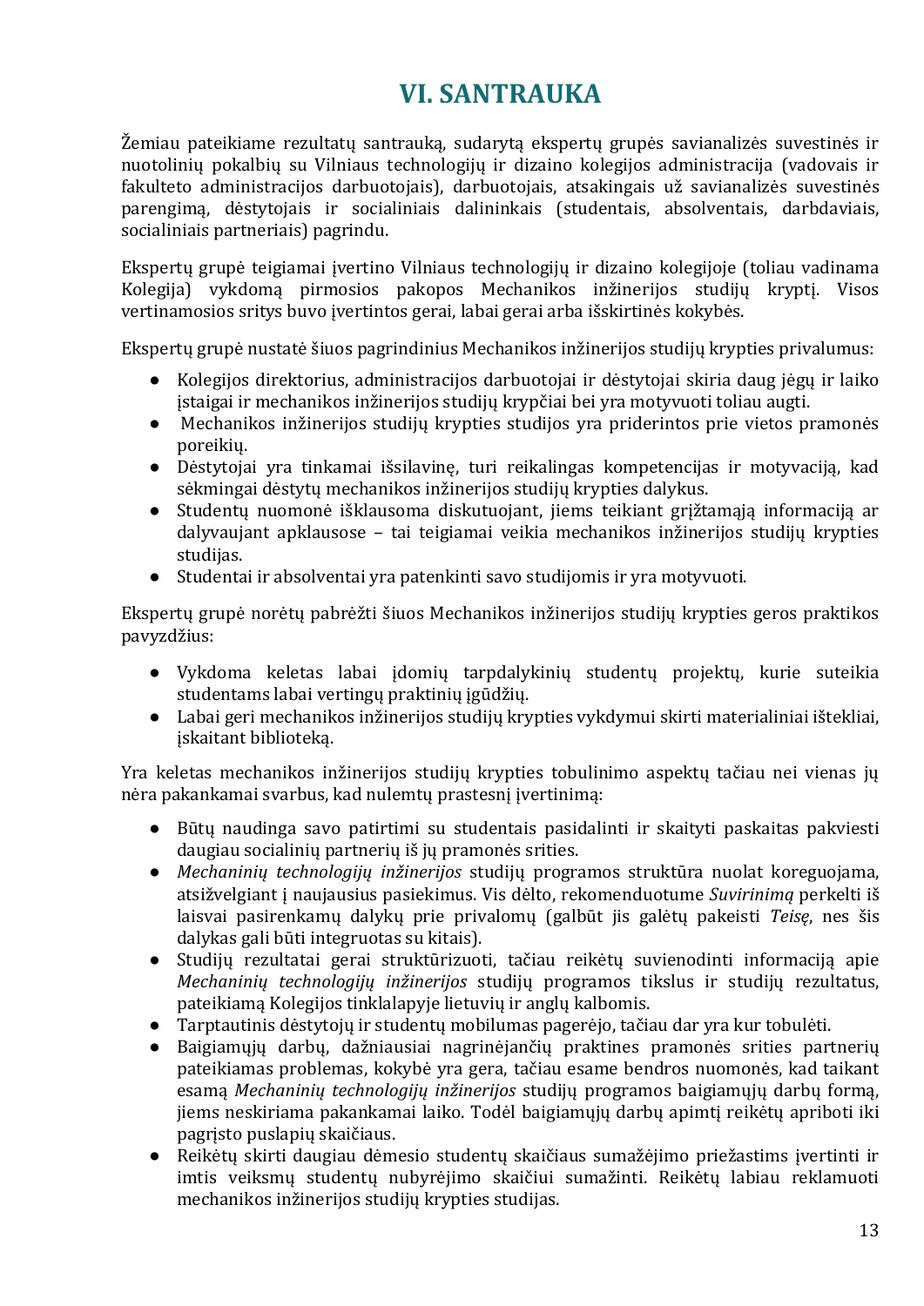# VI. SANTRAUKA

Žemiau pateikiame rezultatų santrauką, sudarytą ekspertų grupės savianalizės suvestinės ir nuotolinių pokalbių su Vilniaus technologijų ir dizaino kolegijos administracija (vadovais ir fakulteto administracijos darbuotojais), darbuotojais, atsakingais už savianalizės suvestinės parengimą, dėstytojais ir socialiniais dalininkais (studentais, absolventais, darbdaviais, socialiniais partneriais) pagrindu.

Ekspertų grupė teigiamai įvertino Vilniaus technologijų ir dizaino kolegijoje (toliau vadinama Kolegija) vykdomą pirmosios pakopos Mechanikos inžinerijos studijų kryptį. Visos vertinamosios sritys buvo įvertintos gerai, labai gerai arba išskirtinės kokybės.

Ekspertų grupė nustatė šiuos pagrindinius Mechanikos inžinerijos studijų krypties privalumus:

- Kolegijos direktorius, administracijos darbuotojai ir dėstytojai skiria daug jėgų ir laiko įstaigai ir mechanikos inžinerijos studijų krypčiai bei yra motyvuoti toliau augti.
- Mechanikos inžinerijos studijų krypties studijos yra priderintos prie vietos pramonės poreikių.
- Dėstytojai yra tinkamai išsilavinę, turi reikalingas kompetencijas ir motyvaciją, kad sėkmingai dėstytų mechanikos inžinerijos studijų krypties dalykus.
- Studentų nuomonė išklausoma diskutuojant, jiems teikiant grįžtamąją informaciją ar dalyvaujant apklausose – tai teigiamai veikia mechanikos inžinerijos studijų krypties studijas.
- Studentai ir absolventai yra patenkinti savo studijomis ir yra motyvuoti.

Ekspertų grupė norėtų pabrėžti šiuos Mechanikos inžinerijos studijų krypties geros praktikos pavyzdžius:

- Vykdoma keletas labai įdomių tarpdalykinių studentų projektų, kurie suteikia studentams labai vertingų praktinių įgūdžių.
- Labai geri mechanikos inžinerijos studijų krypties vykdymui skirti materialiniai ištekliai, įskaitant biblioteką.

Yra keletas mechanikos inžinerijos studijų krypties tobulinimo aspektų tačiau nei vienas jų nėra pakankamai svarbus, kad nulemtų prastesnį įvertinimą:

- Būtų naudinga savo patirtimi su studentais pasidalinti ir skaityti paskaitas pakviesti daugiau socialinių partnerių iš jų pramonės srities.
- *Mechaninių technologijų inžinerijos* studijų programos struktūra nuolat koreguojama, atsižvelgiant į naujausius pasiekimus. Vis dėlto, rekomenduotume *Suvirinimą* perkelti iš laisvai pasirenkamų dalykų prie privalomų (galbūt jis galėtų pakeisti *Teisę*, nes šis dalykas gali būti integruotas su kitais).
- Studijų rezultatai gerai struktūrizuoti, tačiau reikėtų suvienodinti informaciją apie *Mechaninių technologijų inžinerijos* studijų programos tikslus ir studijų rezultatus, pateikiamą Kolegijos tinklalapyje lietuvių ir anglų kalbomis.
- Tarptautinis dėstytojų ir studentų mobilumas pagerėjo, tačiau dar yra kur tobulėti.
- Baigiamųjų darbų, dažniausiai nagrinėjančių praktines pramonės srities partnerių pateikiamas problemas, kokybė yra gera, tačiau esame bendros nuomonės, kad taikant esamą *Mechaninių technologijų inžinerijos* studijų programos baigiamųjų darbų formą, jiems neskiriama pakankamai laiko. Todėl baigiamųjų darbų apimtį reikėtų apriboti iki pagrįsto puslapių skaičiaus.
- Reikėtų skirti daugiau dėmesio studentų skaičiaus sumažėjimo priežastims įvertinti ir imtis veiksmų studentų nubyrėjimo skaičiui sumažinti. Reikėtų labiau reklamuoti mechanikos inžinerijos studijų krypties studijas.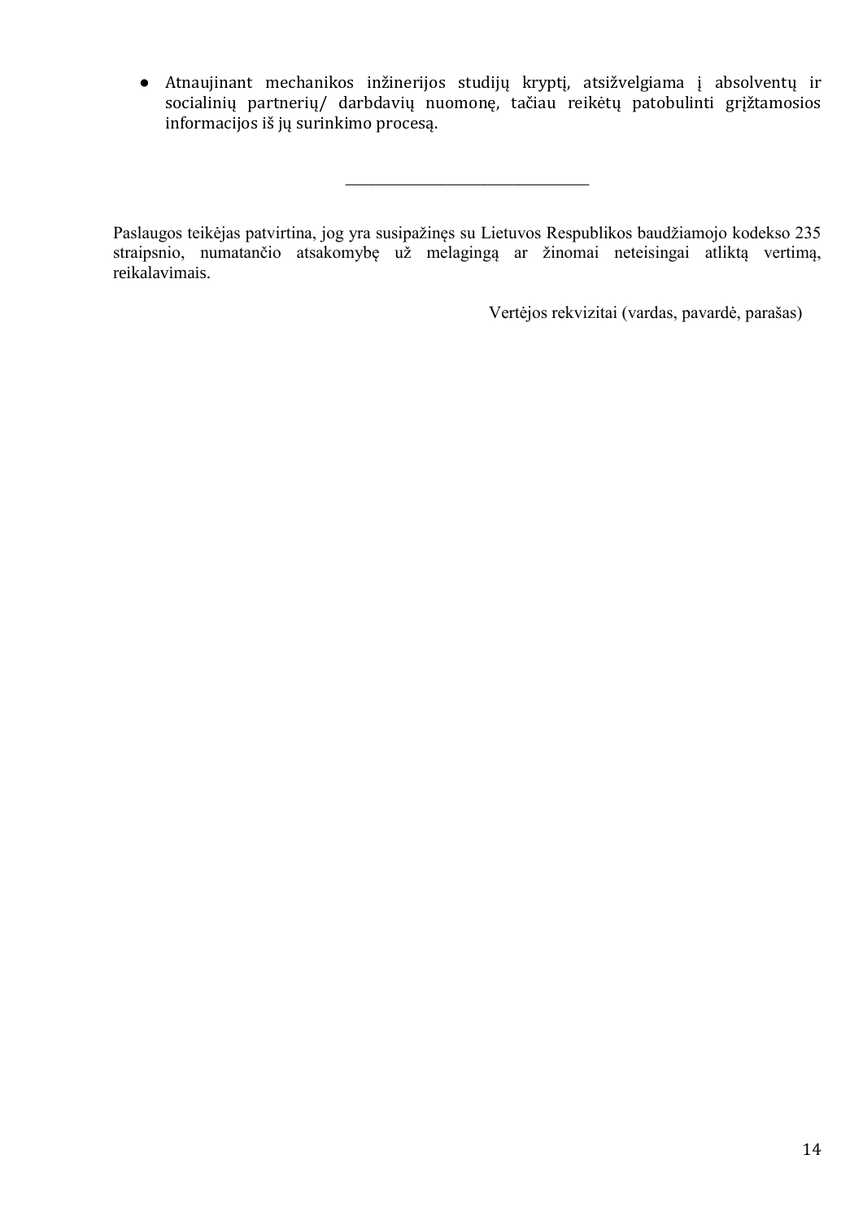- Atnaujinant mechanikos inžinerijos studijų kryptį, atsižvelgiama į absolventų ir socialinių partnerių/ darbdavių nuomonę, tačiau reikėtų patobulinti grįžtamosios informacijos iš jų surinkimo procesą.

---

Paslaugos teikėjas patvirtina, jog yra susipažinęs su Lietuvos Respublikos baudžiamojo kodekso 235 straipsnio, numatančio atsakomybę už melagingą ar žinomai neteisingai atliktą vertimą, reikalavimais.

Vertėjos rekvizitai (vardas, pavardė, parašas)